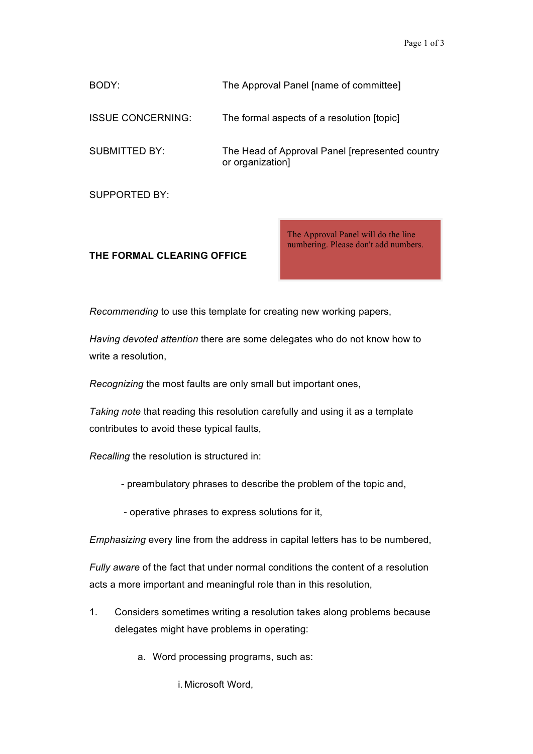BODY: The Approval Panel [name of committee]

ISSUE CONCERNING: The formal aspects of a resolution [topic]

SUBMITTED BY: The Head of Approval Panel [represented country or organization]

SUPPORTED BY:

The Approval Panel will do the line numbering. Please don't add numbers.

**THE FORMAL CLEARING OFFICE**

*Recommending* to use this template for creating new working papers,

*Having devoted attention* there are some delegates who do not know how to write a resolution,

*Recognizing* the most faults are only small but important ones,

*Taking note* that reading this resolution carefully and using it as a template contributes to avoid these typical faults,

*Recalling* the resolution is structured in:

- preambulatory phrases to describe the problem of the topic and,
- operative phrases to express solutions for it,

*Emphasizing* every line from the address in capital letters has to be numbered,

*Fully aware* of the fact that under normal conditions the content of a resolution acts a more important and meaningful role than in this resolution,

1. <u>Considers</u> sometimes writing a resolution takes along problems because delegates might have problems in operating:
    a. Word processing programs, such as:
        i. Microsoft Word,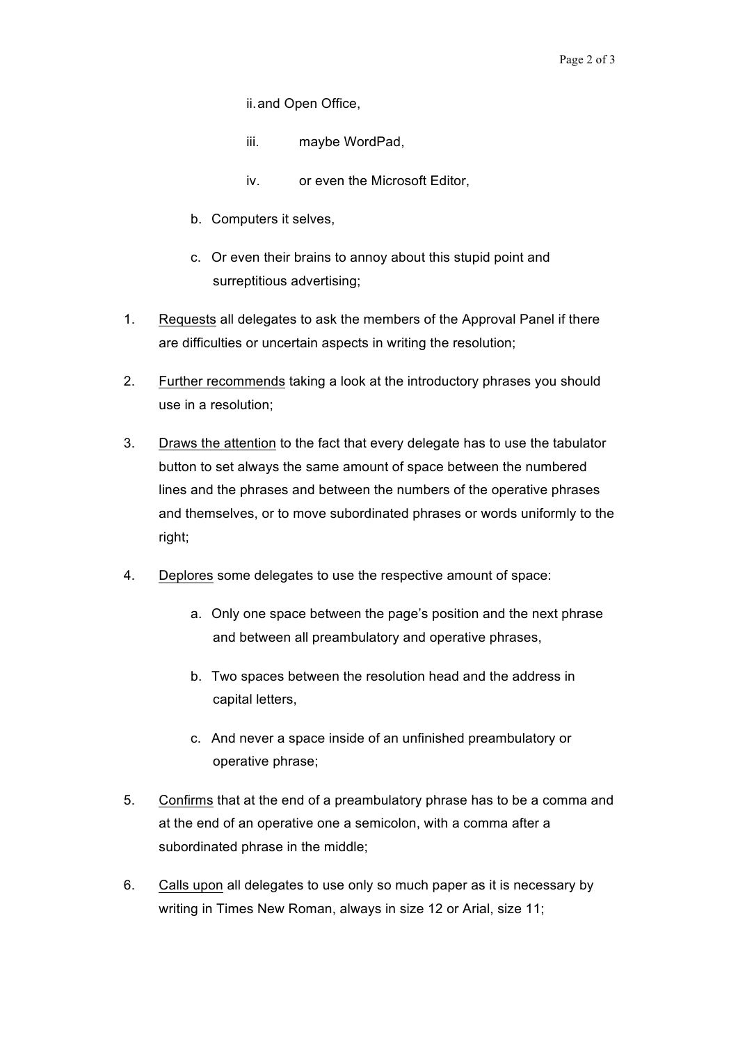ii. and Open Office,

iii. maybe WordPad,

iv. or even the Microsoft Editor,

b. Computers it selves,

c. Or even their brains to annoy about this stupid point and surreptitious advertising;

1. <u>Requests</u> all delegates to ask the members of the Approval Panel if there are difficulties or uncertain aspects in writing the resolution;

2. <u>Further recommends</u> taking a look at the introductory phrases you should use in a resolution;

3. <u>Draws the attention</u> to the fact that every delegate has to use the tabulator button to set always the same amount of space between the numbered lines and the phrases and between the numbers of the operative phrases and themselves, or to move subordinated phrases or words uniformly to the right;

4. <u>Deplores</u> some delegates to use the respective amount of space:

   a. Only one space between the page's position and the next phrase and between all preambulatory and operative phrases,

   b. Two spaces between the resolution head and the address in capital letters,

   c. And never a space inside of an unfinished preambulatory or operative phrase;

5. <u>Confirms</u> that at the end of a preambulatory phrase has to be a comma and at the end of an operative one a semicolon, with a comma after a subordinated phrase in the middle;

6. <u>Calls upon</u> all delegates to use only so much paper as it is necessary by writing in Times New Roman, always in size 12 or Arial, size 11;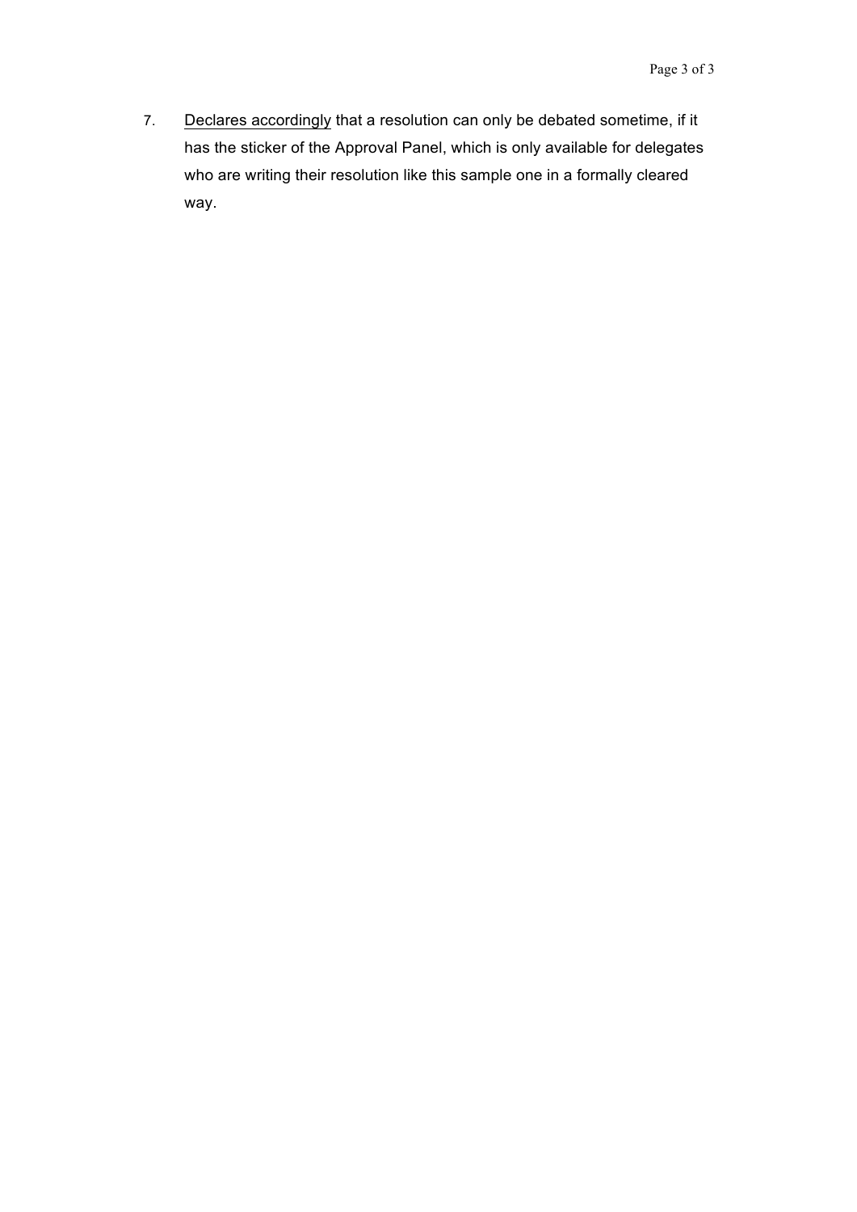7. <u>Declares accordingly</u> that a resolution can only be debated sometime, if it has the sticker of the Approval Panel, which is only available for delegates who are writing their resolution like this sample one in a formally cleared way.